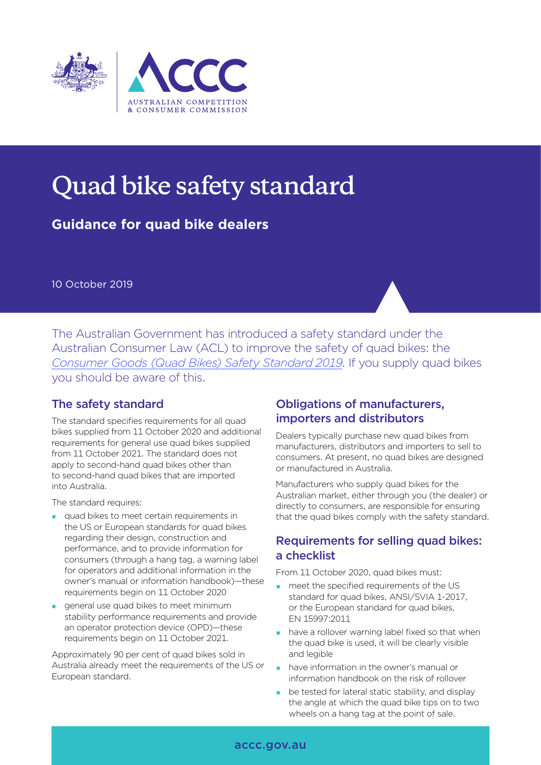# Quad bike safety standard

## Guidance for quad bike dealers

10 October 2019

The Australian Government has introduced a safety standard under the Australian Consumer Law (ACL) to improve the safety of quad bikes: the *Consumer Goods (Quad Bikes) Safety Standard 2019*. If you supply quad bikes you should be aware of this.

### The safety standard

The standard specifies requirements for all quad bikes supplied from 11 October 2020 and additional requirements for general use quad bikes supplied from 11 October 2021. The standard does not apply to second-hand quad bikes other than to second-hand quad bikes that are imported into Australia.

The standard requires:

- quad bikes to meet certain requirements in the US or European standards for quad bikes regarding their design, construction and performance, and to provide information for consumers (through a hang tag, a warning label for operators and additional information in the owner's manual or information handbook)—these requirements begin on 11 October 2020
- general use quad bikes to meet minimum stability performance requirements and provide an operator protection device (OPD)—these requirements begin on 11 October 2021.

Approximately 90 per cent of quad bikes sold in Australia already meet the requirements of the US or European standard.

### Obligations of manufacturers, importers and distributors

Dealers typically purchase new quad bikes from manufacturers, distributors and importers to sell to consumers. At present, no quad bikes are designed or manufactured in Australia.

Manufacturers who supply quad bikes for the Australian market, either through you (the dealer) or directly to consumers, are responsible for ensuring that the quad bikes comply with the safety standard.

### Requirements for selling quad bikes: a checklist

From 11 October 2020, quad bikes must:

- meet the specified requirements of the US standard for quad bikes, ANSI/SVIA 1-2017, or the European standard for quad bikes, EN 15997:2011
- have a rollover warning label fixed so that when the quad bike is used, it will be clearly visible and legible
- have information in the owner's manual or information handbook on the risk of rollover
- be tested for lateral static stability, and display the angle at which the quad bike tips on to two wheels on a hang tag at the point of sale.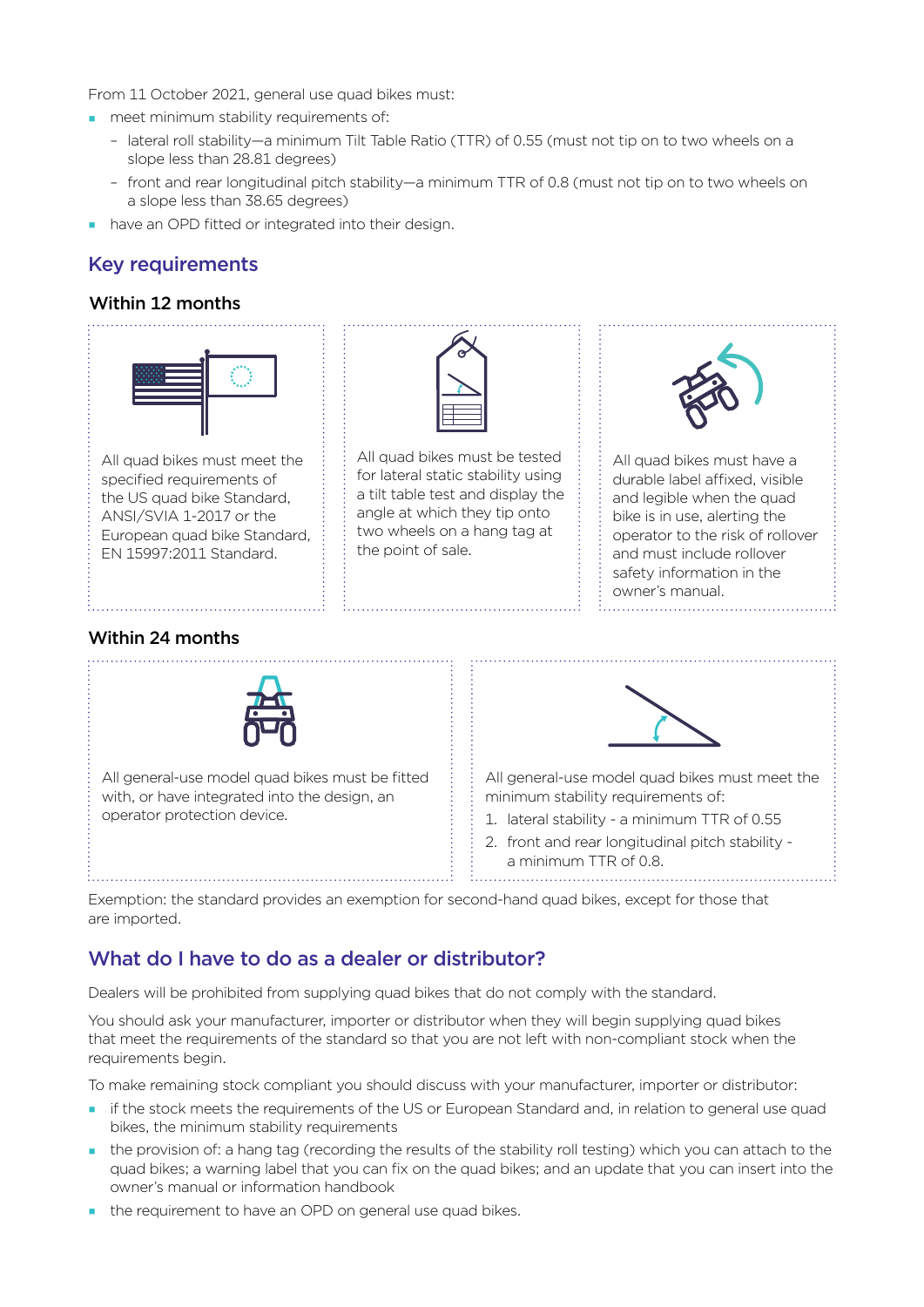From 11 October 2021, general use quad bikes must:

- meet minimum stability requirements of:
  - lateral roll stability—a minimum Tilt Table Ratio (TTR) of 0.55 (must not tip on to two wheels on a slope less than 28.81 degrees)
  - front and rear longitudinal pitch stability—a minimum TTR of 0.8 (must not tip on to two wheels on a slope less than 38.65 degrees)
- have an OPD fitted or integrated into their design.

## Key requirements

### Within 12 months

All quad bikes must meet the specified requirements of the US quad bike Standard, ANSI/SVIA 1-2017 or the European quad bike Standard, EN 15997:2011 Standard.

All quad bikes must be tested for lateral static stability using a tilt table test and display the angle at which they tip onto two wheels on a hang tag at the point of sale.

All quad bikes must have a durable label affixed, visible and legible when the quad bike is in use, alerting the operator to the risk of rollover and must include rollover safety information in the owner's manual.

### Within 24 months

All general-use model quad bikes must be fitted with, or have integrated into the design, an operator protection device.

All general-use model quad bikes must meet the minimum stability requirements of:

1. lateral stability - a minimum TTR of 0.55
2. front and rear longitudinal pitch stability - a minimum TTR of 0.8.

Exemption: the standard provides an exemption for second-hand quad bikes, except for those that are imported.

## What do I have to do as a dealer or distributor?

Dealers will be prohibited from supplying quad bikes that do not comply with the standard.

You should ask your manufacturer, importer or distributor when they will begin supplying quad bikes that meet the requirements of the standard so that you are not left with non-compliant stock when the requirements begin.

To make remaining stock compliant you should discuss with your manufacturer, importer or distributor:

- if the stock meets the requirements of the US or European Standard and, in relation to general use quad bikes, the minimum stability requirements
- the provision of: a hang tag (recording the results of the stability roll testing) which you can attach to the quad bikes; a warning label that you can fix on the quad bikes; and an update that you can insert into the owner's manual or information handbook
- the requirement to have an OPD on general use quad bikes.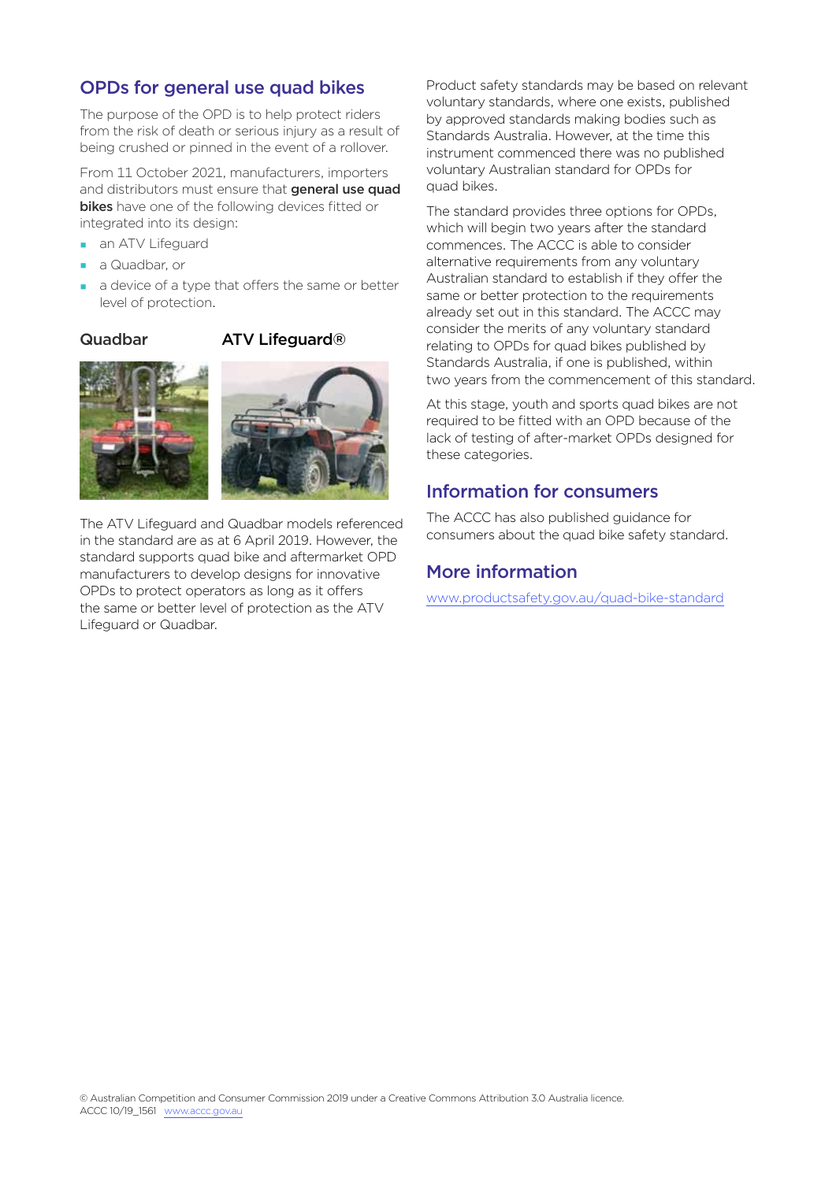## OPDs for general use quad bikes

The purpose of the OPD is to help protect riders from the risk of death or serious injury as a result of being crushed or pinned in the event of a rollover.

From 11 October 2021, manufacturers, importers and distributors must ensure that **general use quad bikes** have one of the following devices fitted or integrated into its design:

- an ATV Lifeguard
- a Quadbar, or
- a device of a type that offers the same or better level of protection.

**Quadbar**

**ATV Lifeguard®**

The ATV Lifeguard and Quadbar models referenced in the standard are as at 6 April 2019. However, the standard supports quad bike and aftermarket OPD manufacturers to develop designs for innovative OPDs to protect operators as long as it offers the same or better level of protection as the ATV Lifeguard or Quadbar.

Product safety standards may be based on relevant voluntary standards, where one exists, published by approved standards making bodies such as Standards Australia. However, at the time this instrument commenced there was no published voluntary Australian standard for OPDs for quad bikes.

The standard provides three options for OPDs, which will begin two years after the standard commences. The ACCC is able to consider alternative requirements from any voluntary Australian standard to establish if they offer the same or better protection to the requirements already set out in this standard. The ACCC may consider the merits of any voluntary standard relating to OPDs for quad bikes published by Standards Australia, if one is published, within two years from the commencement of this standard.

At this stage, youth and sports quad bikes are not required to be fitted with an OPD because of the lack of testing of after-market OPDs designed for these categories.

## Information for consumers

The ACCC has also published guidance for consumers about the quad bike safety standard.

## More information

www.productsafety.gov.au/quad-bike-standard

© Australian Competition and Consumer Commission 2019 under a Creative Commons Attribution 3.0 Australia licence.
ACCC 10/19_1561 www.accc.gov.au